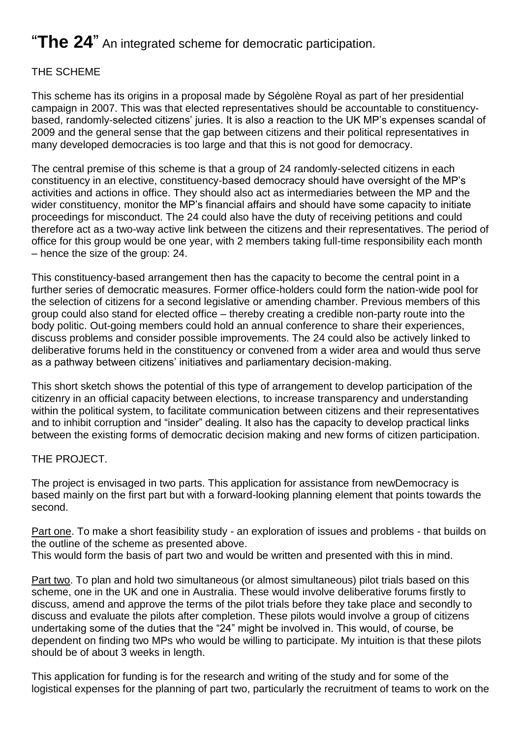# "**The 24**" An integrated scheme for democratic participation.

THE SCHEME

This scheme has its origins in a proposal made by Ségolène Royal as part of her presidential campaign in 2007. This was that elected representatives should be accountable to constituency-based, randomly-selected citizens' juries. It is also a reaction to the UK MP's expenses scandal of 2009 and the general sense that the gap between citizens and their political representatives in many developed democracies is too large and that this is not good for democracy.

The central premise of this scheme is that a group of 24 randomly-selected citizens in each constituency in an elective, constituency-based democracy should have oversight of the MP's activities and actions in office. They should also act as intermediaries between the MP and the wider constituency, monitor the MP's financial affairs and should have some capacity to initiate proceedings for misconduct. The 24 could also have the duty of receiving petitions and could therefore act as a two-way active link between the citizens and their representatives. The period of office for this group would be one year, with 2 members taking full-time responsibility each month – hence the size of the group: 24.

This constituency-based arrangement then has the capacity to become the central point in a further series of democratic measures. Former office-holders could form the nation-wide pool for the selection of citizens for a second legislative or amending chamber. Previous members of this group could also stand for elected office – thereby creating a credible non-party route into the body politic. Out-going members could hold an annual conference to share their experiences, discuss problems and consider possible improvements. The 24 could also be actively linked to deliberative forums held in the constituency or convened from a wider area and would thus serve as a pathway between citizens' initiatives and parliamentary decision-making.

This short sketch shows the potential of this type of arrangement to develop participation of the citizenry in an official capacity between elections, to increase transparency and understanding within the political system, to facilitate communication between citizens and their representatives and to inhibit corruption and "insider" dealing. It also has the capacity to develop practical links between the existing forms of democratic decision making and new forms of citizen participation.

THE PROJECT.

The project is envisaged in two parts. This application for assistance from newDemocracy is based mainly on the first part but with a forward-looking planning element that points towards the second.

Part one. To make a short feasibility study - an exploration of issues and problems - that builds on the outline of the scheme as presented above.
This would form the basis of part two and would be written and presented with this in mind.

Part two. To plan and hold two simultaneous (or almost simultaneous) pilot trials based on this scheme, one in the UK and one in Australia. These would involve deliberative forums firstly to discuss, amend and approve the terms of the pilot trials before they take place and secondly to discuss and evaluate the pilots after completion. These pilots would involve a group of citizens undertaking some of the duties that the "24" might be involved in. This would, of course, be dependent on finding two MPs who would be willing to participate. My intuition is that these pilots should be of about 3 weeks in length.

This application for funding is for the research and writing of the study and for some of the logistical expenses for the planning of part two, particularly the recruitment of teams to work on the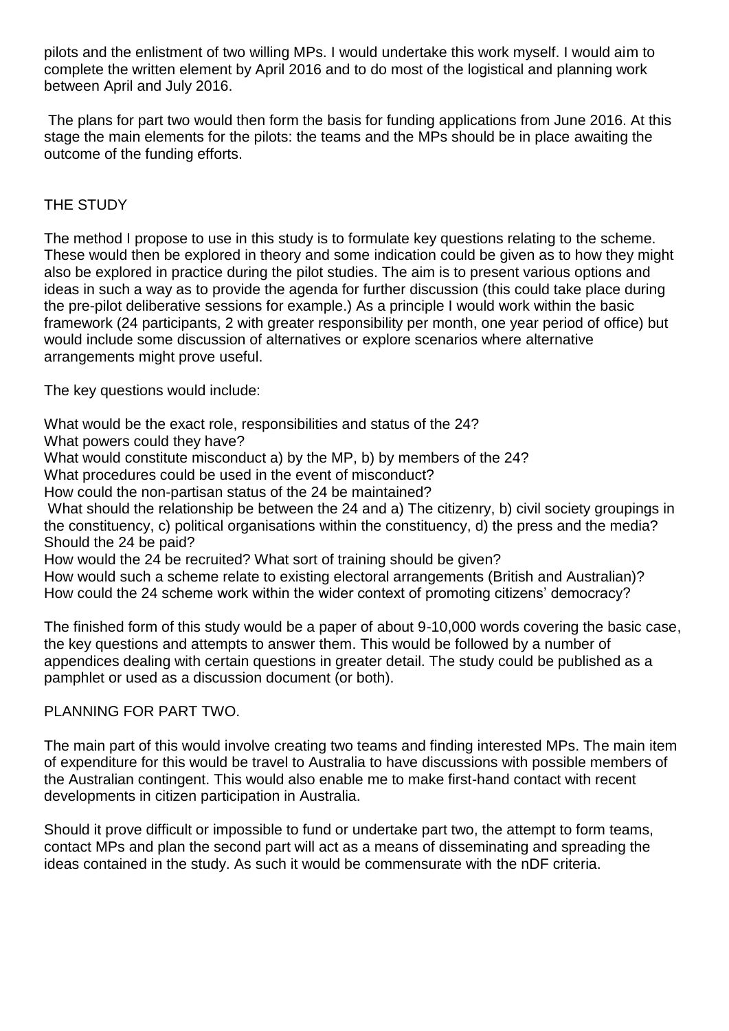pilots and the enlistment of two willing MPs. I would undertake this work myself. I would aim to complete the written element by April 2016 and to do most of the logistical and planning work between April and July 2016.

The plans for part two would then form the basis for funding applications from June 2016. At this stage the main elements for the pilots: the teams and the MPs should be in place awaiting the outcome of the funding efforts.

## THE STUDY

The method I propose to use in this study is to formulate key questions relating to the scheme. These would then be explored in theory and some indication could be given as to how they might also be explored in practice during the pilot studies. The aim is to present various options and ideas in such a way as to provide the agenda for further discussion (this could take place during the pre-pilot deliberative sessions for example.) As a principle I would work within the basic framework (24 participants, 2 with greater responsibility per month, one year period of office) but would include some discussion of alternatives or explore scenarios where alternative arrangements might prove useful.

The key questions would include:

What would be the exact role, responsibilities and status of the 24?
What powers could they have?
What would constitute misconduct a) by the MP, b) by members of the 24?
What procedures could be used in the event of misconduct?
How could the non-partisan status of the 24 be maintained?
What should the relationship be between the 24 and a) The citizenry, b) civil society groupings in the constituency, c) political organisations within the constituency, d) the press and the media?
Should the 24 be paid?
How would the 24 be recruited? What sort of training should be given?
How would such a scheme relate to existing electoral arrangements (British and Australian)?
How could the 24 scheme work within the wider context of promoting citizens' democracy?

The finished form of this study would be a paper of about 9-10,000 words covering the basic case, the key questions and attempts to answer them. This would be followed by a number of appendices dealing with certain questions in greater detail. The study could be published as a pamphlet or used as a discussion document (or both).

## PLANNING FOR PART TWO.

The main part of this would involve creating two teams and finding interested MPs. The main item of expenditure for this would be travel to Australia to have discussions with possible members of the Australian contingent. This would also enable me to make first-hand contact with recent developments in citizen participation in Australia.

Should it prove difficult or impossible to fund or undertake part two, the attempt to form teams, contact MPs and plan the second part will act as a means of disseminating and spreading the ideas contained in the study. As such it would be commensurate with the nDF criteria.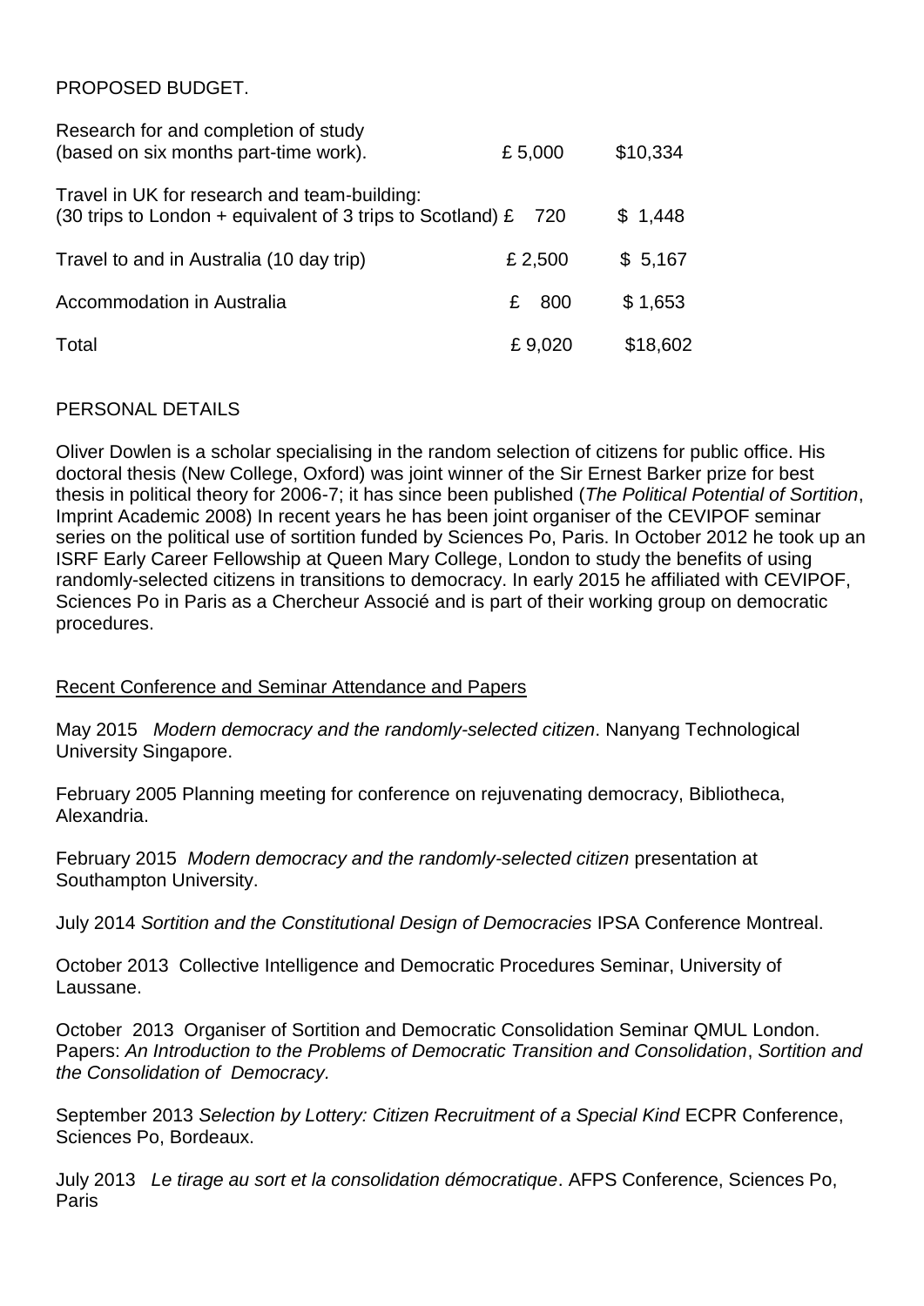PROPOSED BUDGET.

| | | |
|---|---|---|
| Research for and completion of study (based on six months part-time work). | £ 5,000 | $10,334 |
| Travel in UK for research and team-building: (30 trips to London + equivalent of 3 trips to Scotland) | £ 720 | $ 1,448 |
| Travel to and in Australia (10 day trip) | £ 2,500 | $ 5,167 |
| Accommodation in Australia | £ 800 | $ 1,653 |
| Total | £ 9,020 | $18,602 |

PERSONAL DETAILS

Oliver Dowlen is a scholar specialising in the random selection of citizens for public office. His doctoral thesis (New College, Oxford) was joint winner of the Sir Ernest Barker prize for best thesis in political theory for 2006-7; it has since been published (*The Political Potential of Sortition*, Imprint Academic 2008) In recent years he has been joint organiser of the CEVIPOF seminar series on the political use of sortition funded by Sciences Po, Paris. In October 2012 he took up an ISRF Early Career Fellowship at Queen Mary College, London to study the benefits of using randomly-selected citizens in transitions to democracy. In early 2015 he affiliated with CEVIPOF, Sciences Po in Paris as a Chercheur Associé and is part of their working group on democratic procedures.

Recent Conference and Seminar Attendance and Papers

May 2015 *Modern democracy and the randomly-selected citizen*. Nanyang Technological University Singapore.

February 2005 Planning meeting for conference on rejuvenating democracy, Bibliotheca, Alexandria.

February 2015 *Modern democracy and the randomly-selected citizen* presentation at Southampton University.

July 2014 *Sortition and the Constitutional Design of Democracies* IPSA Conference Montreal.

October 2013 Collective Intelligence and Democratic Procedures Seminar, University of Laussane.

October 2013 Organiser of Sortition and Democratic Consolidation Seminar QMUL London. Papers: *An Introduction to the Problems of Democratic Transition and Consolidation*, *Sortition and the Consolidation of Democracy*.

September 2013 *Selection by Lottery: Citizen Recruitment of a Special Kind* ECPR Conference, Sciences Po, Bordeaux.

July 2013 *Le tirage au sort et la consolidation démocratique*. AFPS Conference, Sciences Po, Paris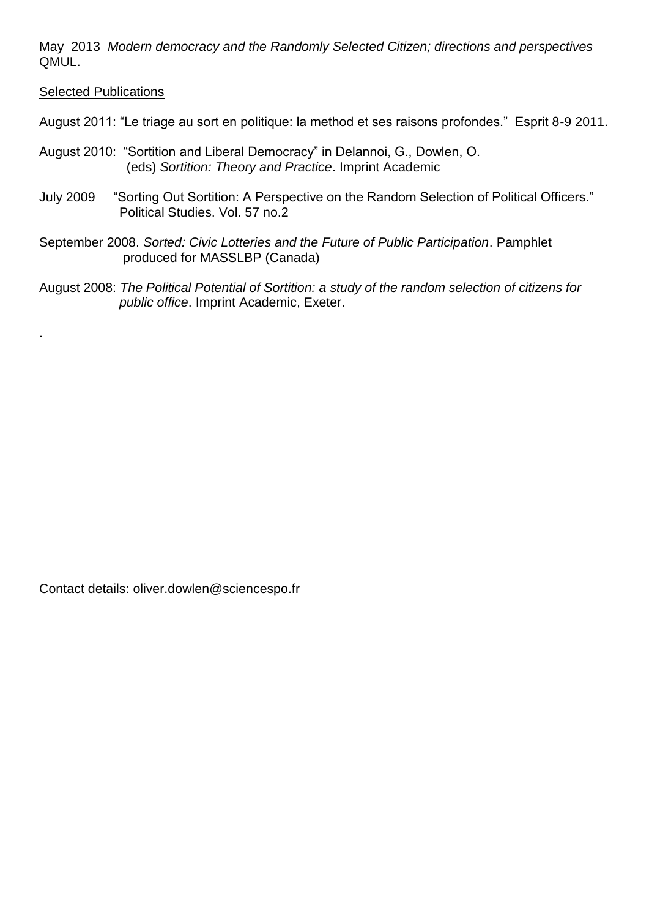May 2013 *Modern democracy and the Randomly Selected Citizen; directions and perspectives* QMUL.

<u>Selected Publications</u>

August 2011: "Le triage au sort en politique: la method et ses raisons profondes." Esprit 8-9 2011.

August 2010: "Sortition and Liberal Democracy" in Delannoi, G., Dowlen, O. (eds) *Sortition: Theory and Practice*. Imprint Academic

July 2009 "Sorting Out Sortition: A Perspective on the Random Selection of Political Officers." Political Studies. Vol. 57 no.2

September 2008. *Sorted: Civic Lotteries and the Future of Public Participation*. Pamphlet produced for MASSLBP (Canada)

August 2008: *The Political Potential of Sortition: a study of the random selection of citizens for public office*. Imprint Academic, Exeter.

.

Contact details: oliver.dowlen@sciencespo.fr